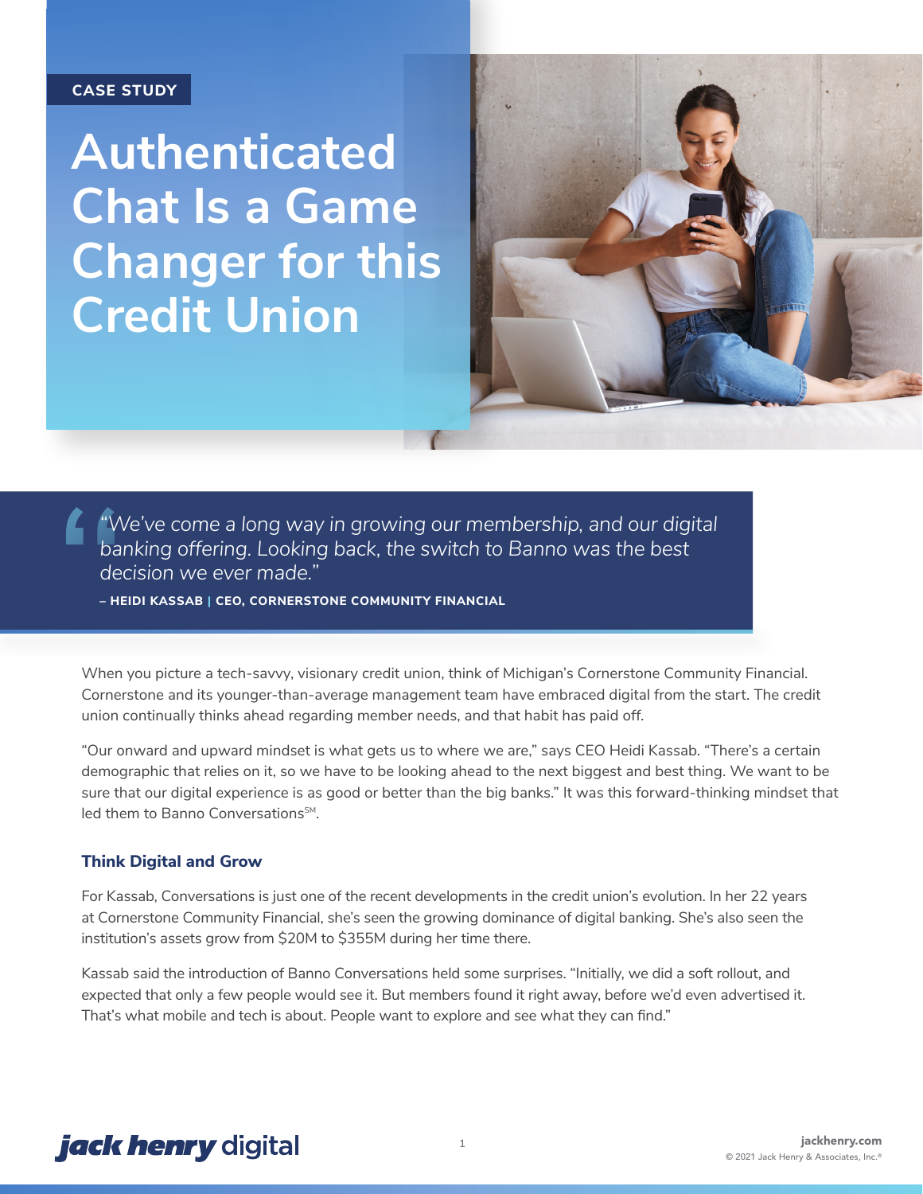CASE STUDY

# Authenticated Chat Is a Game Changer for this Credit Union

> *"We've come a long way in growing our membership, and our digital banking offering. Looking back, the switch to Banno was the best decision we ever made."*
>
> **– HEIDI KASSAB | CEO, CORNERSTONE COMMUNITY FINANCIAL**

When you picture a tech-savvy, visionary credit union, think of Michigan's Cornerstone Community Financial. Cornerstone and its younger-than-average management team have embraced digital from the start. The credit union continually thinks ahead regarding member needs, and that habit has paid off.

"Our onward and upward mindset is what gets us to where we are," says CEO Heidi Kassab. "There's a certain demographic that relies on it, so we have to be looking ahead to the next biggest and best thing. We want to be sure that our digital experience is as good or better than the big banks." It was this forward-thinking mindset that led them to Banno Conversations℠.

### Think Digital and Grow

For Kassab, Conversations is just one of the recent developments in the credit union's evolution. In her 22 years at Cornerstone Community Financial, she's seen the growing dominance of digital banking. She's also seen the institution's assets grow from $20M to $355M during her time there.

Kassab said the introduction of Banno Conversations held some surprises. "Initially, we did a soft rollout, and expected that only a few people would see it. But members found it right away, before we'd even advertised it. That's what mobile and tech is about. People want to explore and see what they can find."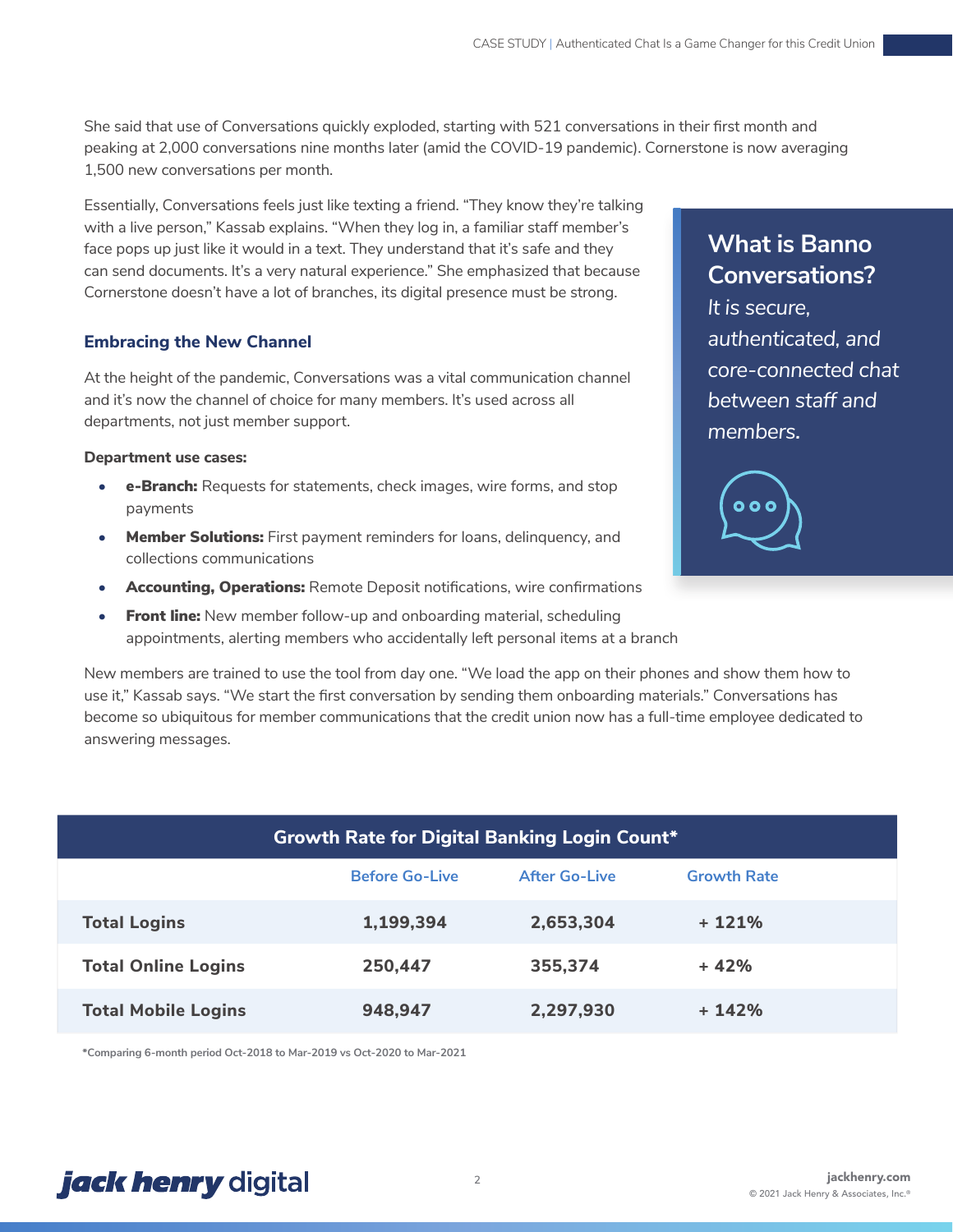She said that use of Conversations quickly exploded, starting with 521 conversations in their first month and peaking at 2,000 conversations nine months later (amid the COVID-19 pandemic). Cornerstone is now averaging 1,500 new conversations per month.

Essentially, Conversations feels just like texting a friend. "They know they're talking with a live person," Kassab explains. "When they log in, a familiar staff member's face pops up just like it would in a text. They understand that it's safe and they can send documents. It's a very natural experience." She emphasized that because Cornerstone doesn't have a lot of branches, its digital presence must be strong.

**What is Banno Conversations?**

*It is secure, authenticated, and core-connected chat between staff and members.*

### Embracing the New Channel

At the height of the pandemic, Conversations was a vital communication channel and it's now the channel of choice for many members. It's used across all departments, not just member support.

**Department use cases:**

- **e-Branch:** Requests for statements, check images, wire forms, and stop payments
- **Member Solutions:** First payment reminders for loans, delinquency, and collections communications
- **Accounting, Operations:** Remote Deposit notifications, wire confirmations
- **Front line:** New member follow-up and onboarding material, scheduling appointments, alerting members who accidentally left personal items at a branch

New members are trained to use the tool from day one. "We load the app on their phones and show them how to use it," Kassab says. "We start the first conversation by sending them onboarding materials." Conversations has become so ubiquitous for member communications that the credit union now has a full-time employee dedicated to answering messages.

**Growth Rate for Digital Banking Login Count***

| | Before Go-Live | After Go-Live | Growth Rate |
|---|---|---|---|
| **Total Logins** | 1,199,394 | 2,653,304 | + 121% |
| **Total Online Logins** | 250,447 | 355,374 | + 42% |
| **Total Mobile Logins** | 948,947 | 2,297,930 | + 142% |

*Comparing 6-month period Oct-2018 to Mar-2019 vs Oct-2020 to Mar-2021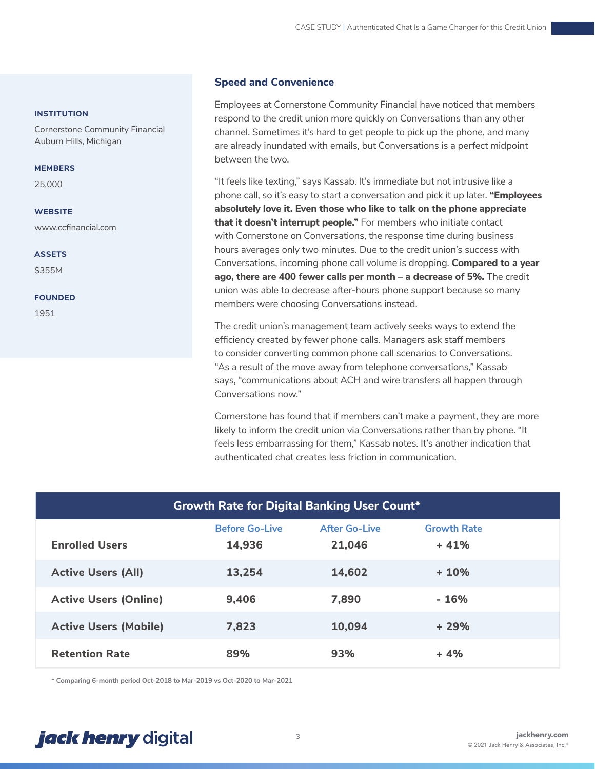**INSTITUTION**

Cornerstone Community Financial
Auburn Hills, Michigan

**MEMBERS**

25,000

**WEBSITE**

www.ccfinancial.com

**ASSETS**

$355M

**FOUNDED**

1951

## Speed and Convenience

Employees at Cornerstone Community Financial have noticed that members respond to the credit union more quickly on Conversations than any other channel. Sometimes it's hard to get people to pick up the phone, and many are already inundated with emails, but Conversations is a perfect midpoint between the two.

"It feels like texting," says Kassab. It's immediate but not intrusive like a phone call, so it's easy to start a conversation and pick it up later. **"Employees absolutely love it. Even those who like to talk on the phone appreciate that it doesn't interrupt people."** For members who initiate contact with Cornerstone on Conversations, the response time during business hours averages only two minutes. Due to the credit union's success with Conversations, incoming phone call volume is dropping. **Compared to a year ago, there are 400 fewer calls per month – a decrease of 5%.** The credit union was able to decrease after-hours phone support because so many members were choosing Conversations instead.

The credit union's management team actively seeks ways to extend the efficiency created by fewer phone calls. Managers ask staff members to consider converting common phone call scenarios to Conversations. "As a result of the move away from telephone conversations," Kassab says, "communications about ACH and wire transfers all happen through Conversations now."

Cornerstone has found that if members can't make a payment, they are more likely to inform the credit union via Conversations rather than by phone. "It feels less embarrassing for them," Kassab notes. It's another indication that authenticated chat creates less friction in communication.

**Growth Rate for Digital Banking User Count***

| | Before Go-Live | After Go-Live | Growth Rate |
|---|---|---|---|
| **Enrolled Users** | 14,936 | 21,046 | + 41% |
| **Active Users (All)** | 13,254 | 14,602 | + 10% |
| **Active Users (Online)** | 9,406 | 7,890 | - 16% |
| **Active Users (Mobile)** | 7,823 | 10,094 | + 29% |
| **Retention Rate** | 89% | 93% | + 4% |

* Comparing 6-month period Oct-2018 to Mar-2019 vs Oct-2020 to Mar-2021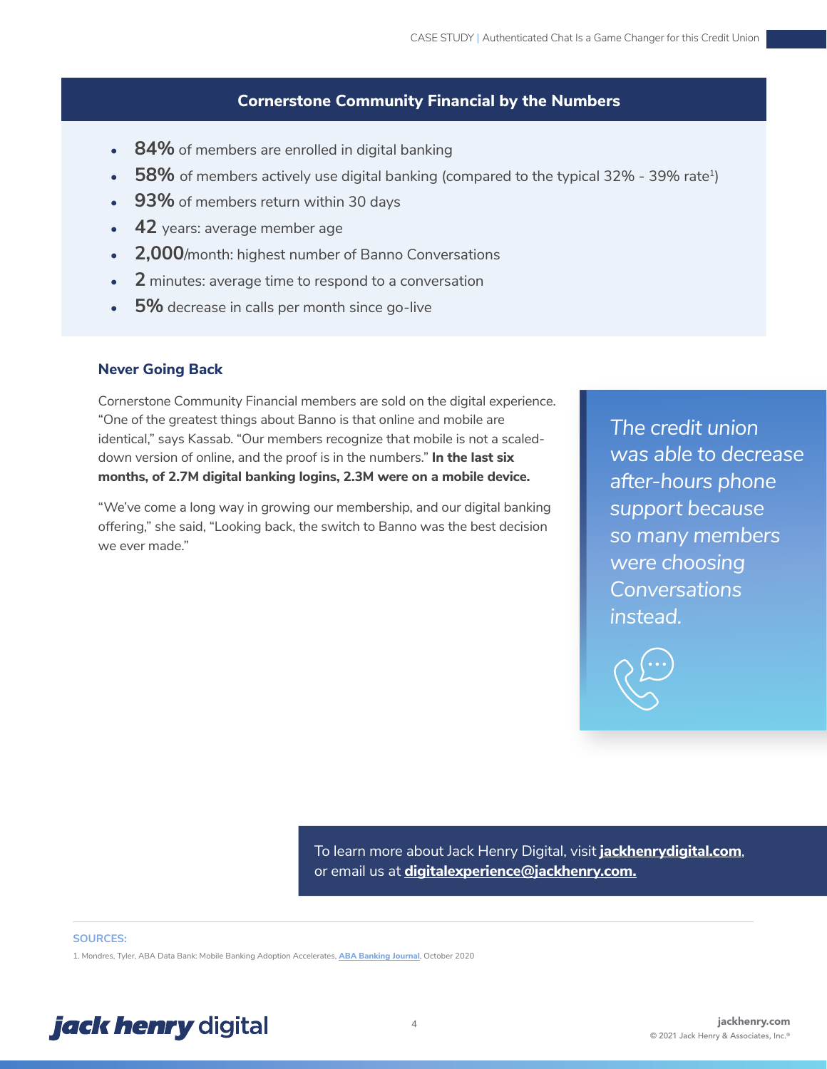## Cornerstone Community Financial by the Numbers

- **84%** of members are enrolled in digital banking
- **58%** of members actively use digital banking (compared to the typical 32% - 39% rate[1])
- **93%** of members return within 30 days
- **42** years: average member age
- **2,000**/month: highest number of Banno Conversations
- **2** minutes: average time to respond to a conversation
- **5%** decrease in calls per month since go-live

### Never Going Back

Cornerstone Community Financial members are sold on the digital experience. "One of the greatest things about Banno is that online and mobile are identical," says Kassab. "Our members recognize that mobile is not a scaled-down version of online, and the proof is in the numbers." **In the last six months, of 2.7M digital banking logins, 2.3M were on a mobile device.**

"We've come a long way in growing our membership, and our digital banking offering," she said, "Looking back, the switch to Banno was the best decision we ever made."

*The credit union was able to decrease after-hours phone support because so many members were choosing Conversations instead.*

To learn more about Jack Henry Digital, visit **jackhenrydigital.com**, or email us at **digitalexperience@jackhenry.com.**

**SOURCES:**

1. Mondres, Tyler, ABA Data Bank: Mobile Banking Adoption Accelerates, ABA Banking Journal, October 2020

jack henry digital

jackhenry.com
© 2021 Jack Henry & Associates, Inc.®